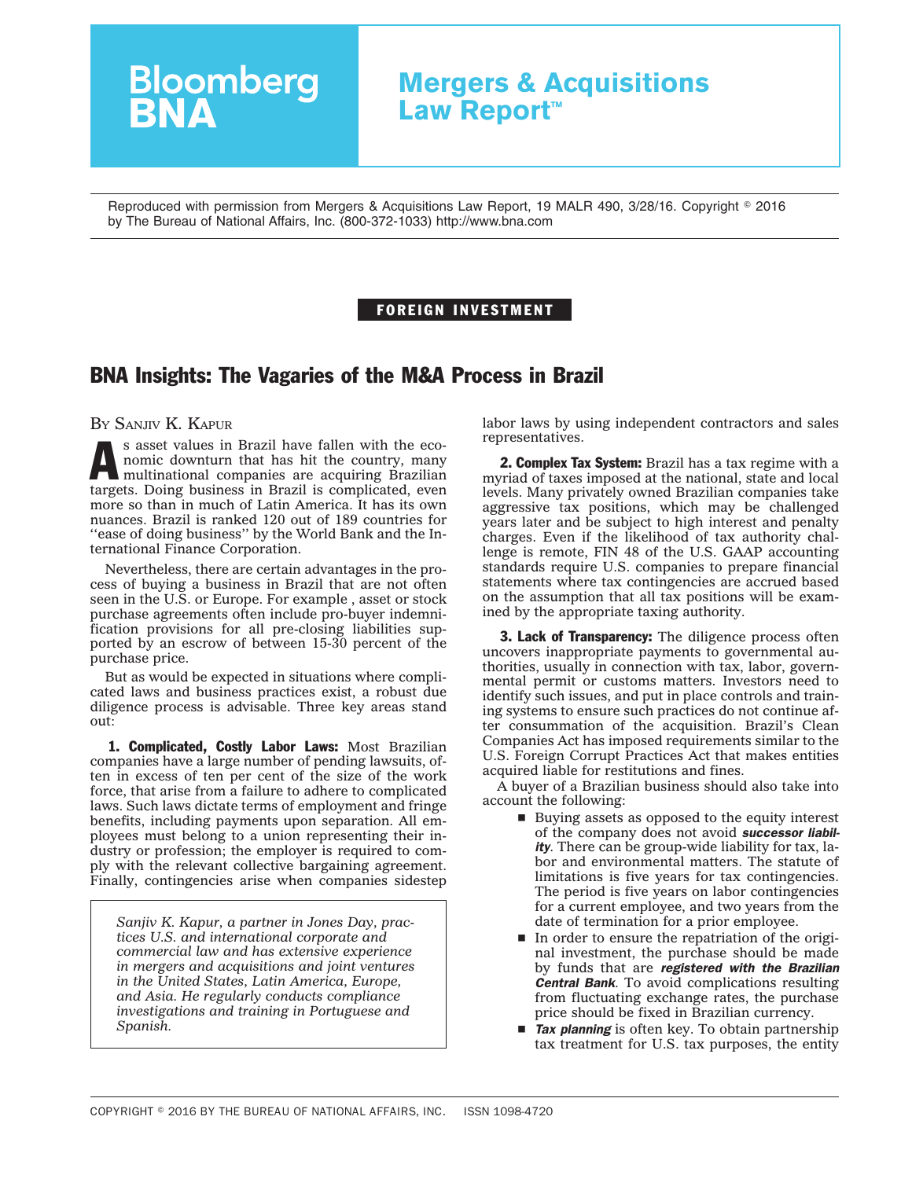# Bloomberg BNA

## Mergers & Acquisitions Law Report™

Reproduced with permission from Mergers & Acquisitions Law Report, 19 MALR 490, 3/28/16. Copyright © 2016 by The Bureau of National Affairs, Inc. (800-372-1033) http://www.bna.com

**FOREIGN INVESTMENT**

## BNA Insights: The Vagaries of the M&A Process in Brazil

By Sanjiv K. Kapur

As asset values in Brazil have fallen with the economic downturn that has hit the country, many multinational companies are acquiring Brazilian targets. Doing business in Brazil is complicated, even more so than in much of Latin America. It has its own nuances. Brazil is ranked 120 out of 189 countries for ''ease of doing business'' by the World Bank and the International Finance Corporation.

Nevertheless, there are certain advantages in the process of buying a business in Brazil that are not often seen in the U.S. or Europe. For example , asset or stock purchase agreements often include pro-buyer indemnification provisions for all pre-closing liabilities supported by an escrow of between 15-30 percent of the purchase price.

But as would be expected in situations where complicated laws and business practices exist, a robust due diligence process is advisable. Three key areas stand out:

**1. Complicated, Costly Labor Laws:** Most Brazilian companies have a large number of pending lawsuits, often in excess of ten per cent of the size of the work force, that arise from a failure to adhere to complicated laws. Such laws dictate terms of employment and fringe benefits, including payments upon separation. All employees must belong to a union representing their industry or profession; the employer is required to comply with the relevant collective bargaining agreement. Finally, contingencies arise when companies sidestep labor laws by using independent contractors and sales representatives.

*Sanjiv K. Kapur, a partner in Jones Day, practices U.S. and international corporate and commercial law and has extensive experience in mergers and acquisitions and joint ventures in the United States, Latin America, Europe, and Asia. He regularly conducts compliance investigations and training in Portuguese and Spanish.*

**2. Complex Tax System:** Brazil has a tax regime with a myriad of taxes imposed at the national, state and local levels. Many privately owned Brazilian companies take aggressive tax positions, which may be challenged years later and be subject to high interest and penalty charges. Even if the likelihood of tax authority challenge is remote, FIN 48 of the U.S. GAAP accounting standards require U.S. companies to prepare financial statements where tax contingencies are accrued based on the assumption that all tax positions will be examined by the appropriate taxing authority.

**3. Lack of Transparency:** The diligence process often uncovers inappropriate payments to governmental authorities, usually in connection with tax, labor, governmental permit or customs matters. Investors need to identify such issues, and put in place controls and training systems to ensure such practices do not continue after consummation of the acquisition. Brazil's Clean Companies Act has imposed requirements similar to the U.S. Foreign Corrupt Practices Act that makes entities acquired liable for restitutions and fines.

A buyer of a Brazilian business should also take into account the following:

- Buying assets as opposed to the equity interest of the company does not avoid ***successor liability***. There can be group-wide liability for tax, labor and environmental matters. The statute of limitations is five years for tax contingencies. The period is five years on labor contingencies for a current employee, and two years from the date of termination for a prior employee.
- In order to ensure the repatriation of the original investment, the purchase should be made by funds that are ***registered with the Brazilian Central Bank***. To avoid complications resulting from fluctuating exchange rates, the purchase price should be fixed in Brazilian currency.
- ***Tax planning*** is often key. To obtain partnership tax treatment for U.S. tax purposes, the entity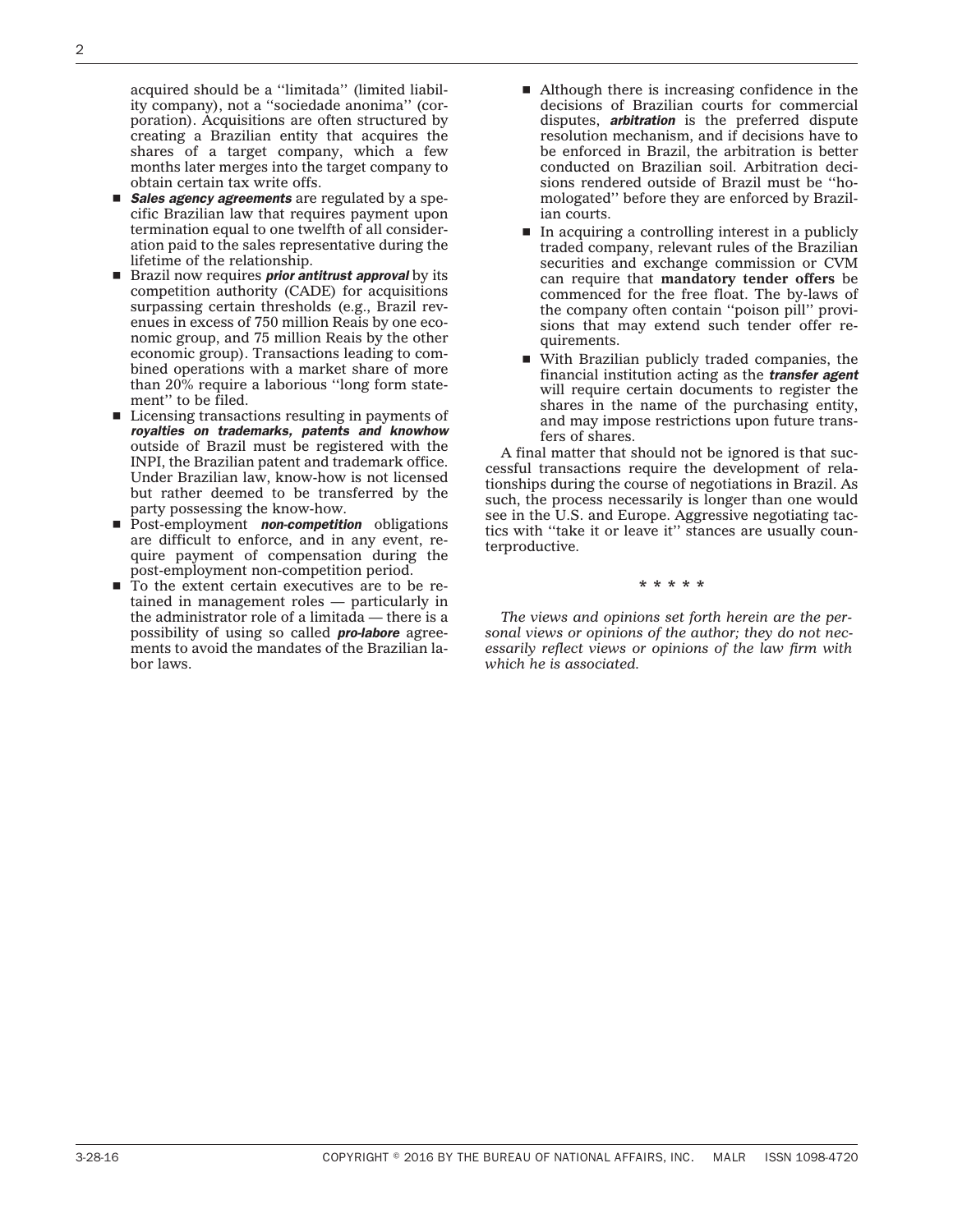acquired should be a ''limitada'' (limited liability company), not a ''sociedade anonima'' (corporation). Acquisitions are often structured by creating a Brazilian entity that acquires the shares of a target company, which a few months later merges into the target company to obtain certain tax write offs.

- ***Sales agency agreements*** are regulated by a specific Brazilian law that requires payment upon termination equal to one twelfth of all consideration paid to the sales representative during the lifetime of the relationship.
- Brazil now requires ***prior antitrust approval*** by its competition authority (CADE) for acquisitions surpassing certain thresholds (e.g., Brazil revenues in excess of 750 million Reais by one economic group, and 75 million Reais by the other economic group). Transactions leading to combined operations with a market share of more than 20% require a laborious ''long form statement'' to be filed.
- Licensing transactions resulting in payments of ***royalties on trademarks, patents and knowhow*** outside of Brazil must be registered with the INPI, the Brazilian patent and trademark office. Under Brazilian law, know-how is not licensed but rather deemed to be transferred by the party possessing the know-how.
- Post-employment ***non-competition*** obligations are difficult to enforce, and in any event, require payment of compensation during the post-employment non-competition period.
- To the extent certain executives are to be retained in management roles — particularly in the administrator role of a limitada — there is a possibility of using so called ***pro-labore*** agreements to avoid the mandates of the Brazilian labor laws.
- Although there is increasing confidence in the decisions of Brazilian courts for commercial disputes, ***arbitration*** is the preferred dispute resolution mechanism, and if decisions have to be enforced in Brazil, the arbitration is better conducted on Brazilian soil. Arbitration decisions rendered outside of Brazil must be ''homologated'' before they are enforced by Brazilian courts.
- In acquiring a controlling interest in a publicly traded company, relevant rules of the Brazilian securities and exchange commission or CVM can require that **mandatory tender offers** be commenced for the free float. The by-laws of the company often contain ''poison pill'' provisions that may extend such tender offer requirements.
- With Brazilian publicly traded companies, the financial institution acting as the ***transfer agent*** will require certain documents to register the shares in the name of the purchasing entity, and may impose restrictions upon future transfers of shares.

A final matter that should not be ignored is that successful transactions require the development of relationships during the course of negotiations in Brazil. As such, the process necessarily is longer than one would see in the U.S. and Europe. Aggressive negotiating tactics with ''take it or leave it'' stances are usually counterproductive.

\* \* \* \* \*

*The views and opinions set forth herein are the personal views or opinions of the author; they do not necessarily reflect views or opinions of the law firm with which he is associated.*